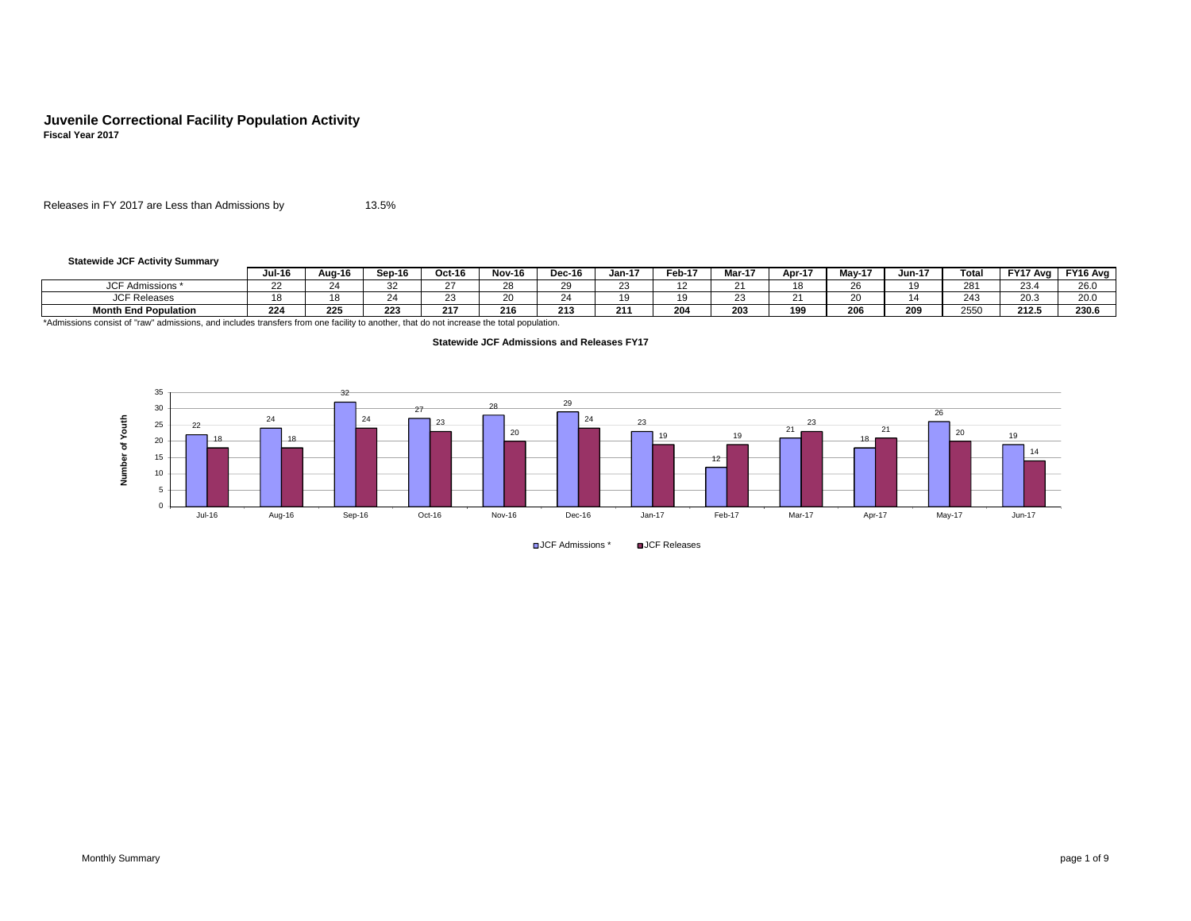# Juvenile Correctional Facility Population Activity

**Fiscal Year 2017**

Releases in FY 2017 are Less than Admissions by 13.5%

**Statewide JCF Activity Summary**

| | Jul-16 | Aug-16 | Sep-16 | Oct-16 | Nov-16 | Dec-16 | Jan-17 | Feb-17 | Mar-17 | Apr-17 | May-17 | Jun-17 | Total | FY17 Avg | FY16 Avg |
|---|---|---|---|---|---|---|---|---|---|---|---|---|---|---|---|
| JCF Admissions * | 22 | 24 | 32 | 27 | 28 | 29 | 23 | 12 | 21 | 18 | 26 | 19 | 281 | 23.4 | 26.0 |
| JCF Releases | 18 | 18 | 24 | 23 | 20 | 24 | 19 | 19 | 23 | 21 | 20 | 14 | 243 | 20.3 | 20.0 |
| **Month End Population** | **224** | **225** | **223** | **217** | **216** | **213** | **211** | **204** | **203** | **199** | **206** | **209** | 2550 | **212.5** | **230.6** |

*Admissions consist of "raw" admissions, and includes transfers from one facility to another, that do not increase the total population.

**Statewide JCF Admissions and Releases FY17**

Number of Youth

| Month | JCF Admissions * | JCF Releases |
|---|---|---|
| Jul-16 | 22 | 18 |
| Aug-16 | 24 | 18 |
| Sep-16 | 32 | 24 |
| Oct-16 | 27 | 23 |
| Nov-16 | 28 | 20 |
| Dec-16 | 29 | 24 |
| Jan-17 | 23 | 19 |
| Feb-17 | 12 | 19 |
| Mar-17 | 21 | 23 |
| Apr-17 | 18 | 21 |
| May-17 | 26 | 20 |
| Jun-17 | 19 | 14 |

Monthly Summary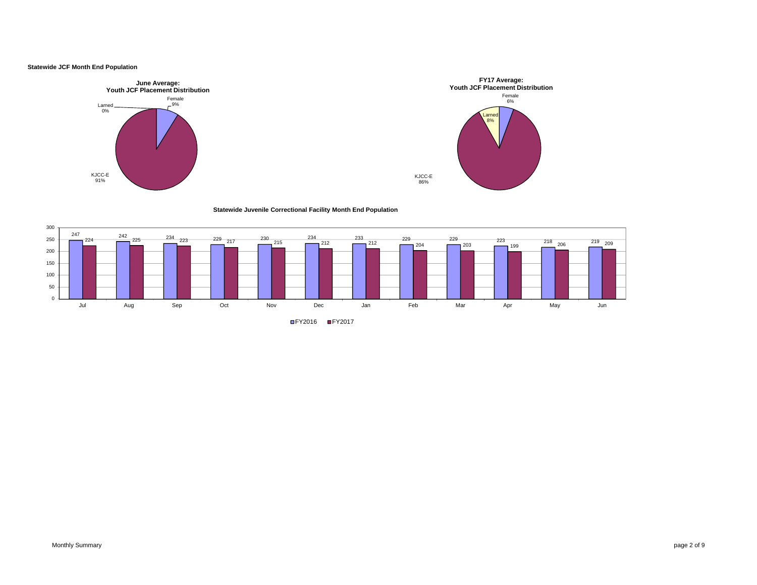**Statewide JCF Month End Population**

**June Average: Youth JCF Placement Distribution**

| Placement | Percent |
| --- | --- |
| Female | 9% |
| Larned | 0% |
| KJCC-E | 91% |

**FY17 Average: Youth JCF Placement Distribution**

| Placement | Percent |
| --- | --- |
| Female | 6% |
| Larned | 8% |
| KJCC-E | 86% |

**Statewide Juvenile Correctional Facility Month End Population**

| Month | FY2016 | FY2017 |
| --- | --- | --- |
| Jul | 247 | 224 |
| Aug | 242 | 225 |
| Sep | 234 | 223 |
| Oct | 229 | 217 |
| Nov | 230 | 215 |
| Dec | 234 | 212 |
| Jan | 233 | 212 |
| Feb | 229 | 204 |
| Mar | 229 | 203 |
| Apr | 223 | 199 |
| May | 218 | 206 |
| Jun | 219 | 209 |

Monthly Summary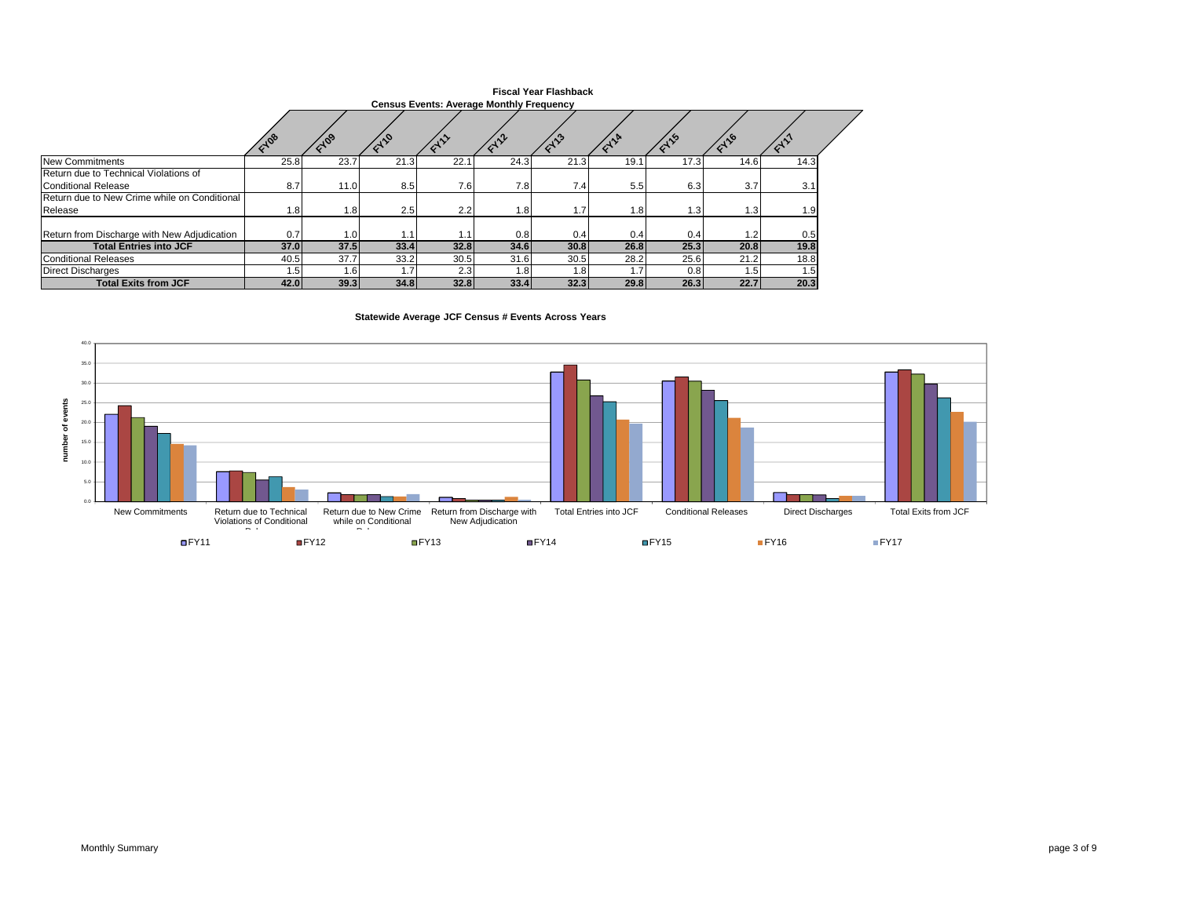## Fiscal Year Flashback

### Census Events: Average Monthly Frequency

| | FY08 | FY09 | FY10 | FY11 | FY12 | FY13 | FY14 | FY15 | FY16 | FY17 |
|---|---|---|---|---|---|---|---|---|---|---|
| New Commitments | 25.8 | 23.7 | 21.3 | 22.1 | 24.3 | 21.3 | 19.1 | 17.3 | 14.6 | 14.3 |
| Return due to Technical Violations of Conditional Release | 8.7 | 11.0 | 8.5 | 7.6 | 7.8 | 7.4 | 5.5 | 6.3 | 3.7 | 3.1 |
| Return due to New Crime while on Conditional Release | 1.8 | 1.8 | 2.5 | 2.2 | 1.8 | 1.7 | 1.8 | 1.3 | 1.3 | 1.9 |
| Return from Discharge with New Adjudication | 0.7 | 1.0 | 1.1 | 1.1 | 0.8 | 0.4 | 0.4 | 0.4 | 1.2 | 0.5 |
| **Total Entries into JCF** | **37.0** | **37.5** | **33.4** | **32.8** | **34.6** | **30.8** | **26.8** | **25.3** | **20.8** | **19.8** |
| Conditional Releases | 40.5 | 37.7 | 33.2 | 30.5 | 31.6 | 30.5 | 28.2 | 25.6 | 21.2 | 18.8 |
| Direct Discharges | 1.5 | 1.6 | 1.7 | 2.3 | 1.8 | 1.8 | 1.7 | 0.8 | 1.5 | 1.5 |
| **Total Exits from JCF** | **42.0** | **39.3** | **34.8** | **32.8** | **33.4** | **32.3** | **29.8** | **26.3** | **22.7** | **20.3** |

### Statewide Average JCF Census # Events Across Years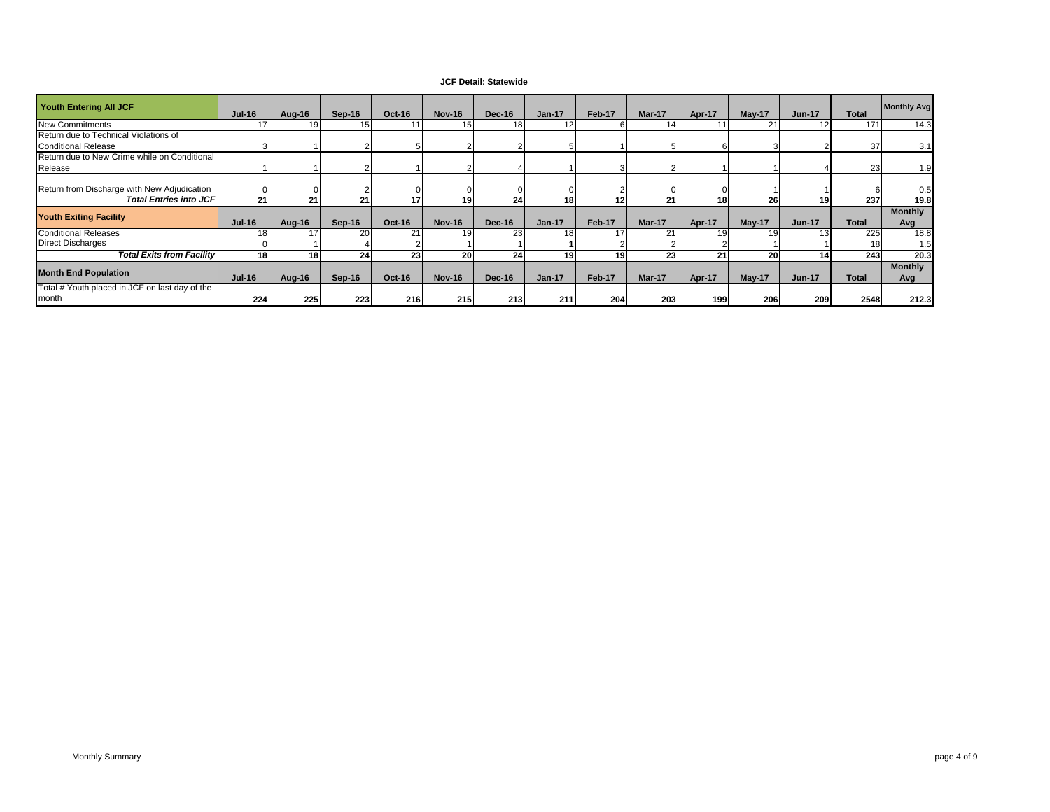**JCF Detail: Statewide**

| Youth Entering All JCF | Jul-16 | Aug-16 | Sep-16 | Oct-16 | Nov-16 | Dec-16 | Jan-17 | Feb-17 | Mar-17 | Apr-17 | May-17 | Jun-17 | Total | Monthly Avg |
|---|---|---|---|---|---|---|---|---|---|---|---|---|---|---|
| New Commitments | 17 | 19 | 15 | 11 | 15 | 18 | 12 | 6 | 14 | 11 | 21 | 12 | 171 | 14.3 |
| Return due to Technical Violations of Conditional Release | 3 | 1 | 2 | 5 | 2 | 2 | 5 | 1 | 5 | 6 | 3 | 2 | 37 | 3.1 |
| Return due to New Crime while on Conditional Release | 1 | 1 | 2 | 1 | 2 | 4 | 1 | 3 | 2 | 1 | 1 | 4 | 23 | 1.9 |
| Return from Discharge with New Adjudication | 0 | 0 | 2 | 0 | 0 | 0 | 0 | 2 | 0 | 0 | 1 | 1 | 6 | 0.5 |
| ***Total Entries into JCF*** | **21** | **21** | **21** | **17** | **19** | **24** | **18** | **12** | **21** | **18** | **26** | **19** | **237** | **19.8** |
| **Youth Exiting Facility** | **Jul-16** | **Aug-16** | **Sep-16** | **Oct-16** | **Nov-16** | **Dec-16** | **Jan-17** | **Feb-17** | **Mar-17** | **Apr-17** | **May-17** | **Jun-17** | **Total** | **Monthly Avg** |
| Conditional Releases | 18 | 17 | 20 | 21 | 19 | 23 | 18 | 17 | 21 | 19 | 19 | 13 | 225 | 18.8 |
| Direct Discharges | 0 | 1 | 4 | 2 | 1 | 1 | 1 | 2 | 2 | 2 | 1 | 1 | 18 | 1.5 |
| ***Total Exits from Facility*** | **18** | **18** | **24** | **23** | **20** | **24** | **19** | **19** | **23** | **21** | **20** | **14** | **243** | **20.3** |
| **Month End Population** | **Jul-16** | **Aug-16** | **Sep-16** | **Oct-16** | **Nov-16** | **Dec-16** | **Jan-17** | **Feb-17** | **Mar-17** | **Apr-17** | **May-17** | **Jun-17** | **Total** | **Monthly Avg** |
| Total # Youth placed in JCF on last day of the month | **224** | **225** | **223** | **216** | **215** | **213** | **211** | **204** | **203** | **199** | **206** | **209** | **2548** | **212.3** |

Monthly Summary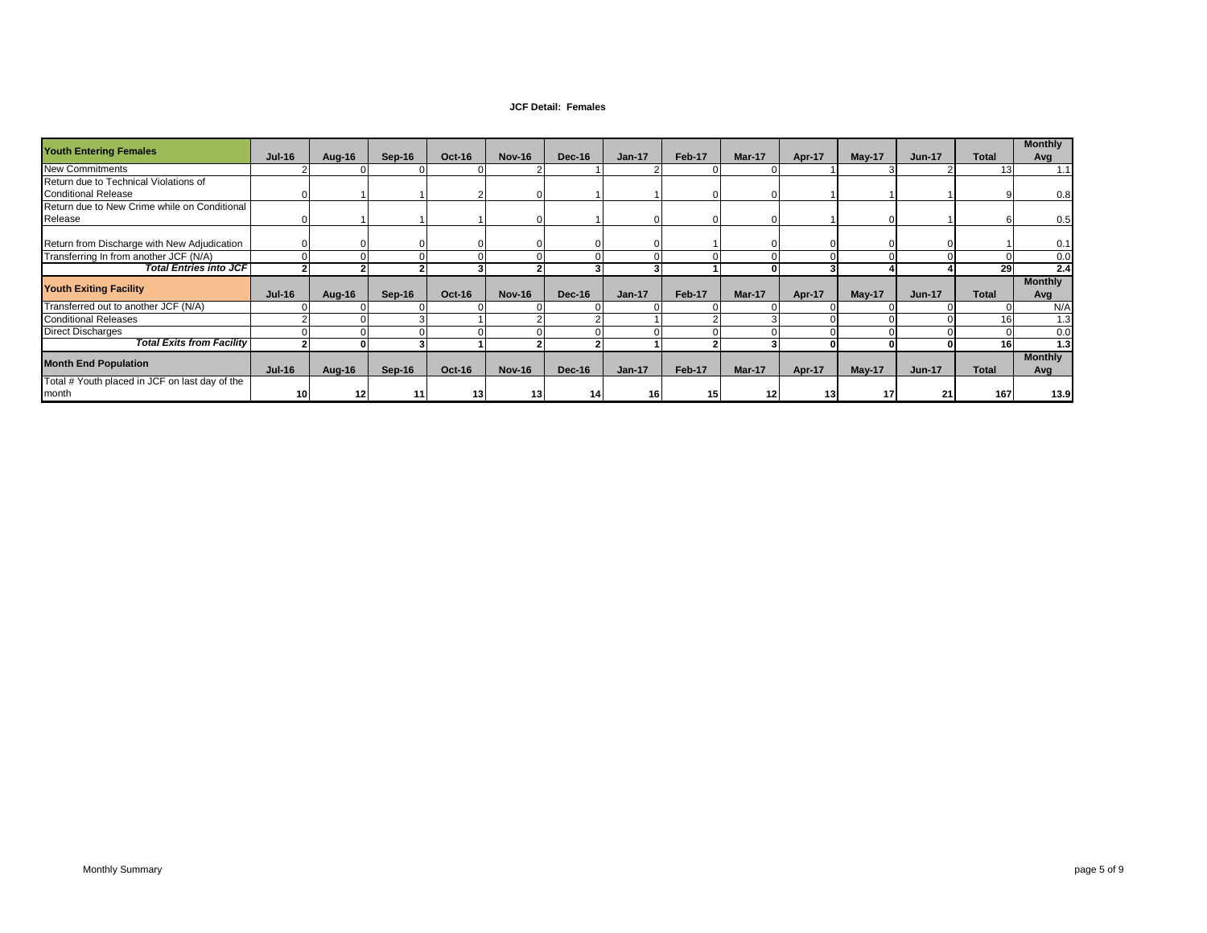**JCF Detail: Females**

| Youth Entering Females | Jul-16 | Aug-16 | Sep-16 | Oct-16 | Nov-16 | Dec-16 | Jan-17 | Feb-17 | Mar-17 | Apr-17 | May-17 | Jun-17 | Total | Monthly Avg |
|---|---|---|---|---|---|---|---|---|---|---|---|---|---|---|
| New Commitments | 2 | 0 | 0 | 0 | 2 | 1 | 2 | 0 | 0 | 1 | 3 | 2 | 13 | 1.1 |
| Return due to Technical Violations of Conditional Release | 0 | 1 | 1 | 2 | 0 | 1 | 1 | 0 | 0 | 1 | 1 | 1 | 9 | 0.8 |
| Return due to New Crime while on Conditional Release | 0 | 1 | 1 | 1 | 0 | 1 | 0 | 0 | 0 | 1 | 0 | 1 | 6 | 0.5 |
| Return from Discharge with New Adjudication | 0 | 0 | 0 | 0 | 0 | 0 | 0 | 1 | 0 | 0 | 0 | 0 | 1 | 0.1 |
| Transferring In from another JCF (N/A) | 0 | 0 | 0 | 0 | 0 | 0 | 0 | 0 | 0 | 0 | 0 | 0 | 0 | 0.0 |
| ***Total Entries into JCF*** | **2** | **2** | **2** | **3** | **2** | **3** | **3** | **1** | **0** | **3** | **4** | **4** | **29** | **2.4** |
| **Youth Exiting Facility** | **Jul-16** | **Aug-16** | **Sep-16** | **Oct-16** | **Nov-16** | **Dec-16** | **Jan-17** | **Feb-17** | **Mar-17** | **Apr-17** | **May-17** | **Jun-17** | **Total** | **Monthly Avg** |
| Transferred out to another JCF (N/A) | 0 | 0 | 0 | 0 | 0 | 0 | 0 | 0 | 0 | 0 | 0 | 0 | 0 | N/A |
| Conditional Releases | 2 | 0 | 3 | 1 | 2 | 2 | 1 | 2 | 3 | 0 | 0 | 0 | 16 | 1.3 |
| Direct Discharges | 0 | 0 | 0 | 0 | 0 | 0 | 0 | 0 | 0 | 0 | 0 | 0 | 0 | 0.0 |
| ***Total Exits from Facility*** | **2** | **0** | **3** | **1** | **2** | **2** | **1** | **2** | **3** | **0** | **0** | **0** | **16** | **1.3** |
| **Month End Population** | **Jul-16** | **Aug-16** | **Sep-16** | **Oct-16** | **Nov-16** | **Dec-16** | **Jan-17** | **Feb-17** | **Mar-17** | **Apr-17** | **May-17** | **Jun-17** | **Total** | **Monthly Avg** |
| Total # Youth placed in JCF on last day of the month | **10** | **12** | **11** | **13** | **13** | **14** | **16** | **15** | **12** | **13** | **17** | **21** | **167** | **13.9** |

Monthly Summary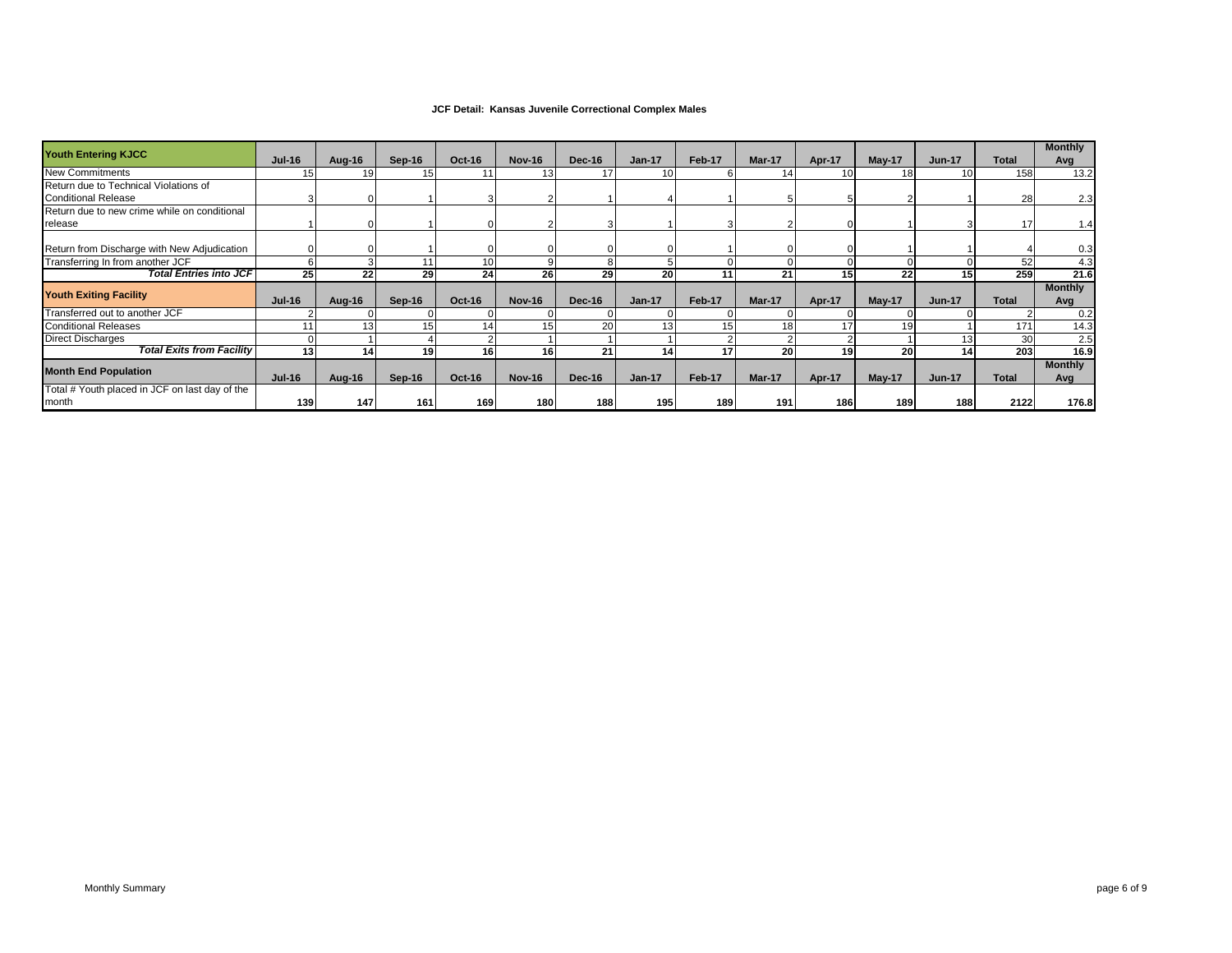**JCF Detail: Kansas Juvenile Correctional Complex Males**

| Youth Entering KJCC | Jul-16 | Aug-16 | Sep-16 | Oct-16 | Nov-16 | Dec-16 | Jan-17 | Feb-17 | Mar-17 | Apr-17 | May-17 | Jun-17 | Total | Monthly Avg |
|---|---|---|---|---|---|---|---|---|---|---|---|---|---|---|
| New Commitments | 15 | 19 | 15 | 11 | 13 | 17 | 10 | 6 | 14 | 10 | 18 | 10 | 158 | 13.2 |
| Return due to Technical Violations of Conditional Release | 3 | 0 | 1 | 3 | 2 | 1 | 4 | 1 | 5 | 5 | 2 | 1 | 28 | 2.3 |
| Return due to new crime while on conditional release | 1 | 0 | 1 | 0 | 2 | 3 | 1 | 3 | 2 | 0 | 1 | 3 | 17 | 1.4 |
| Return from Discharge with New Adjudication | 0 | 0 | 1 | 0 | 0 | 0 | 0 | 1 | 0 | 0 | 1 | 1 | 4 | 0.3 |
| Transferring In from another JCF | 6 | 3 | 11 | 10 | 9 | 8 | 5 | 0 | 0 | 0 | 0 | 0 | 52 | 4.3 |
| ***Total Entries into JCF*** | **25** | **22** | **29** | **24** | **26** | **29** | **20** | **11** | **21** | **15** | **22** | **15** | **259** | **21.6** |
| **Youth Exiting Facility** | **Jul-16** | **Aug-16** | **Sep-16** | **Oct-16** | **Nov-16** | **Dec-16** | **Jan-17** | **Feb-17** | **Mar-17** | **Apr-17** | **May-17** | **Jun-17** | **Total** | **Monthly Avg** |
| Transferred out to another JCF | 2 | 0 | 0 | 0 | 0 | 0 | 0 | 0 | 0 | 0 | 0 | 0 | 2 | 0.2 |
| Conditional Releases | 11 | 13 | 15 | 14 | 15 | 20 | 13 | 15 | 18 | 17 | 19 | 1 | 171 | 14.3 |
| Direct Discharges | 0 | 1 | 4 | 2 | 1 | 1 | 1 | 2 | 2 | 2 | 1 | 13 | 30 | 2.5 |
| ***Total Exits from Facility*** | **13** | **14** | **19** | **16** | **16** | **21** | **14** | **17** | **20** | **19** | **20** | **14** | **203** | **16.9** |
| **Month End Population** | **Jul-16** | **Aug-16** | **Sep-16** | **Oct-16** | **Nov-16** | **Dec-16** | **Jan-17** | **Feb-17** | **Mar-17** | **Apr-17** | **May-17** | **Jun-17** | **Total** | **Monthly Avg** |
| Total # Youth placed in JCF on last day of the month | **139** | **147** | **161** | **169** | **180** | **188** | **195** | **189** | **191** | **186** | **189** | **188** | **2122** | **176.8** |

Monthly Summary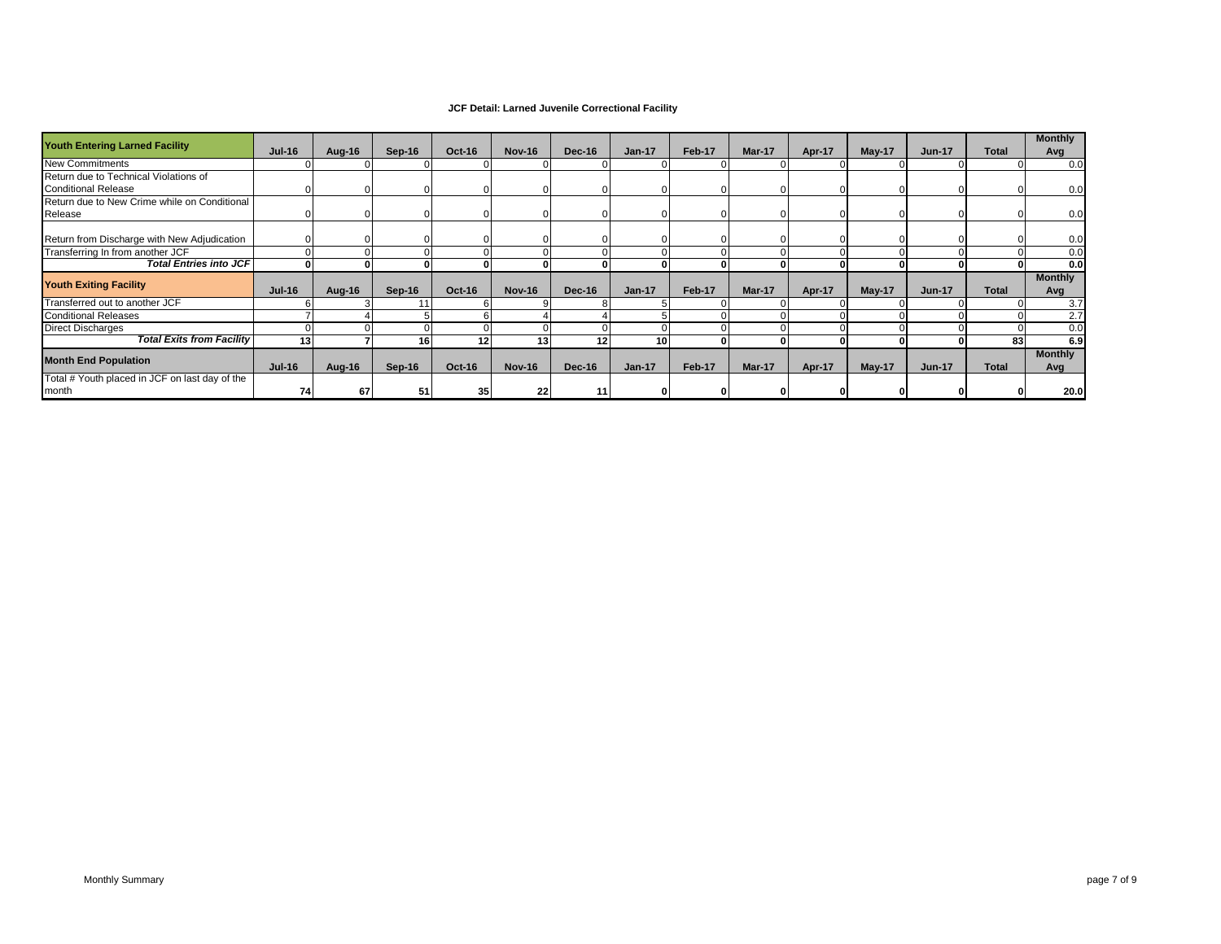**JCF Detail: Larned Juvenile Correctional Facility**

| Youth Entering Larned Facility | Jul-16 | Aug-16 | Sep-16 | Oct-16 | Nov-16 | Dec-16 | Jan-17 | Feb-17 | Mar-17 | Apr-17 | May-17 | Jun-17 | Total | Monthly Avg |
|---|---|---|---|---|---|---|---|---|---|---|---|---|---|---|
| New Commitments | 0 | 0 | 0 | 0 | 0 | 0 | 0 | 0 | 0 | 0 | 0 | 0 | 0 | 0.0 |
| Return due to Technical Violations of Conditional Release | 0 | 0 | 0 | 0 | 0 | 0 | 0 | 0 | 0 | 0 | 0 | 0 | 0 | 0.0 |
| Return due to New Crime while on Conditional Release | 0 | 0 | 0 | 0 | 0 | 0 | 0 | 0 | 0 | 0 | 0 | 0 | 0 | 0.0 |
| Return from Discharge with New Adjudication | 0 | 0 | 0 | 0 | 0 | 0 | 0 | 0 | 0 | 0 | 0 | 0 | 0 | 0.0 |
| Transferring In from another JCF | 0 | 0 | 0 | 0 | 0 | 0 | 0 | 0 | 0 | 0 | 0 | 0 | 0 | 0.0 |
| ***Total Entries into JCF*** | **0** | **0** | **0** | **0** | **0** | **0** | **0** | **0** | **0** | **0** | **0** | **0** | **0** | **0.0** |
| **Youth Exiting Facility** | **Jul-16** | **Aug-16** | **Sep-16** | **Oct-16** | **Nov-16** | **Dec-16** | **Jan-17** | **Feb-17** | **Mar-17** | **Apr-17** | **May-17** | **Jun-17** | **Total** | **Monthly Avg** |
| Transferred out to another JCF | 6 | 3 | 11 | 6 | 9 | 8 | 5 | 0 | 0 | 0 | 0 | 0 | 0 | 3.7 |
| Conditional Releases | 7 | 4 | 5 | 6 | 4 | 4 | 5 | 0 | 0 | 0 | 0 | 0 | 0 | 2.7 |
| Direct Discharges | 0 | 0 | 0 | 0 | 0 | 0 | 0 | 0 | 0 | 0 | 0 | 0 | 0 | 0.0 |
| ***Total Exits from Facility*** | **13** | **7** | **16** | **12** | **13** | **12** | **10** | **0** | **0** | **0** | **0** | **0** | **83** | **6.9** |
| **Month End Population** | **Jul-16** | **Aug-16** | **Sep-16** | **Oct-16** | **Nov-16** | **Dec-16** | **Jan-17** | **Feb-17** | **Mar-17** | **Apr-17** | **May-17** | **Jun-17** | **Total** | **Monthly Avg** |
| Total # Youth placed in JCF on last day of the month | **74** | **67** | **51** | **35** | **22** | **11** | **0** | **0** | **0** | **0** | **0** | **0** | **0** | **20.0** |

Monthly Summary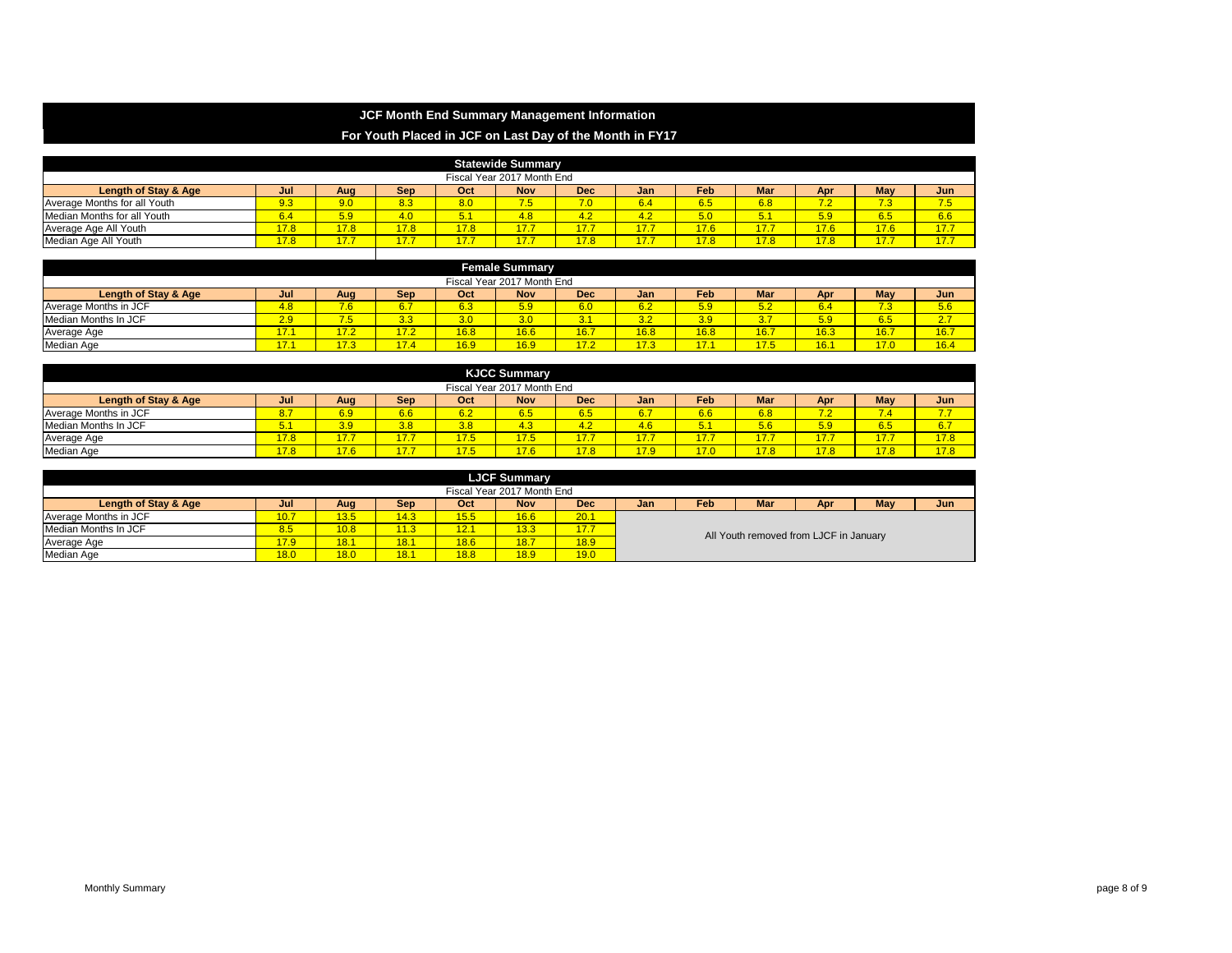# JCF Month End Summary Management Information

## For Youth Placed in JCF on Last Day of the Month in FY17

### Statewide Summary

Fiscal Year 2017 Month End

| Length of Stay & Age | Jul | Aug | Sep | Oct | Nov | Dec | Jan | Feb | Mar | Apr | May | Jun |
|---|---|---|---|---|---|---|---|---|---|---|---|---|
| Average Months for all Youth | 9.3 | 9.0 | 8.3 | 8.0 | 7.5 | 7.0 | 6.4 | 6.5 | 6.8 | 7.2 | 7.3 | 7.5 |
| Median Months for all Youth | 6.4 | 5.9 | 4.0 | 5.1 | 4.8 | 4.2 | 4.2 | 5.0 | 5.1 | 5.9 | 6.5 | 6.6 |
| Average Age All Youth | 17.8 | 17.8 | 17.8 | 17.8 | 17.7 | 17.7 | 17.7 | 17.6 | 17.7 | 17.6 | 17.6 | 17.7 |
| Median Age All Youth | 17.8 | 17.7 | 17.7 | 17.7 | 17.7 | 17.8 | 17.7 | 17.8 | 17.8 | 17.8 | 17.7 | 17.7 |

### Female Summary

Fiscal Year 2017 Month End

| Length of Stay & Age | Jul | Aug | Sep | Oct | Nov | Dec | Jan | Feb | Mar | Apr | May | Jun |
|---|---|---|---|---|---|---|---|---|---|---|---|---|
| Average Months in JCF | 4.8 | 7.6 | 6.7 | 6.3 | 5.9 | 6.0 | 6.2 | 5.9 | 5.2 | 6.4 | 7.3 | 5.6 |
| Median Months In JCF | 2.9 | 7.5 | 3.3 | 3.0 | 3.0 | 3.1 | 3.2 | 3.9 | 3.7 | 5.9 | 6.5 | 2.7 |
| Average Age | 17.1 | 17.2 | 17.2 | 16.8 | 16.6 | 16.7 | 16.8 | 16.8 | 16.7 | 16.3 | 16.7 | 16.7 |
| Median Age | 17.1 | 17.3 | 17.4 | 16.9 | 16.9 | 17.2 | 17.3 | 17.1 | 17.5 | 16.1 | 17.0 | 16.4 |

### KJCC Summary

Fiscal Year 2017 Month End

| Length of Stay & Age | Jul | Aug | Sep | Oct | Nov | Dec | Jan | Feb | Mar | Apr | May | Jun |
|---|---|---|---|---|---|---|---|---|---|---|---|---|
| Average Months in JCF | 8.7 | 6.9 | 6.6 | 6.2 | 6.5 | 6.5 | 6.7 | 6.6 | 6.8 | 7.2 | 7.4 | 7.7 |
| Median Months In JCF | 5.1 | 3.9 | 3.8 | 3.8 | 4.3 | 4.2 | 4.6 | 5.1 | 5.6 | 5.9 | 6.5 | 6.7 |
| Average Age | 17.8 | 17.7 | 17.7 | 17.5 | 17.5 | 17.7 | 17.7 | 17.7 | 17.7 | 17.7 | 17.7 | 17.8 |
| Median Age | 17.8 | 17.6 | 17.7 | 17.5 | 17.6 | 17.8 | 17.9 | 17.0 | 17.8 | 17.8 | 17.8 | 17.8 |

### LJCF Summary

Fiscal Year 2017 Month End

| Length of Stay & Age | Jul | Aug | Sep | Oct | Nov | Dec | Jan | Feb | Mar | Apr | May | Jun |
|---|---|---|---|---|---|---|---|---|---|---|---|---|
| Average Months in JCF | 10.7 | 13.5 | 14.3 | 15.5 | 16.6 | 20.1 | All Youth removed from LJCF in January | | | | | |
| Median Months In JCF | 8.5 | 10.8 | 11.3 | 12.1 | 13.3 | 17.7 | | | | | | |
| Average Age | 17.9 | 18.1 | 18.1 | 18.6 | 18.7 | 18.9 | | | | | | |
| Median Age | 18.0 | 18.0 | 18.1 | 18.8 | 18.9 | 19.0 | | | | | | |

Monthly Summary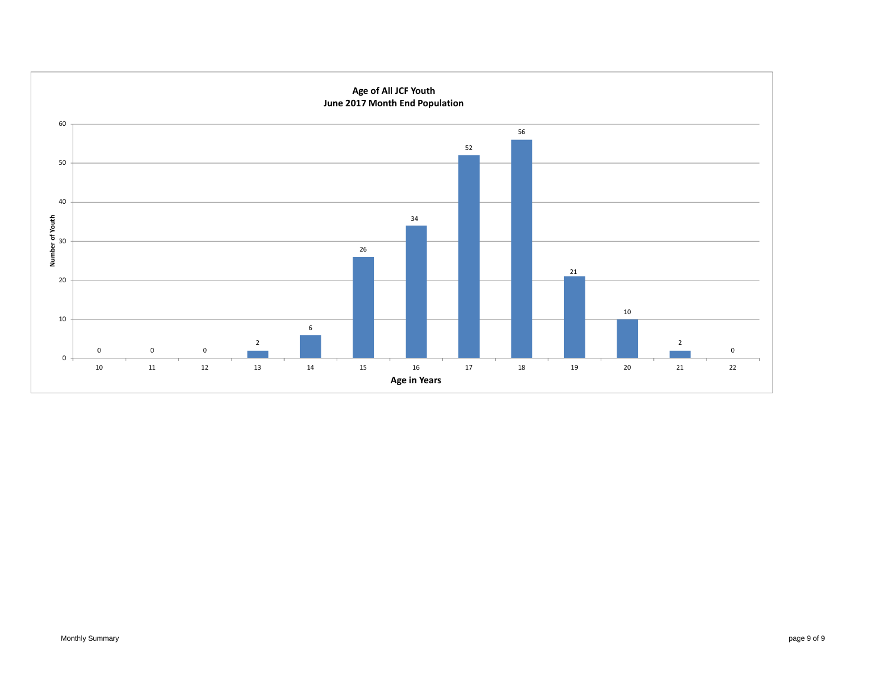**Age of All JCF Youth**
**June 2017 Month End Population**

Number of Youth

60
50
40
30
20
10
0

0 0 0 2 6 26 34 52 56 21 10 2 0

10 11 12 13 14 15 16 17 18 19 20 21 22

**Age in Years**

Monthly Summary